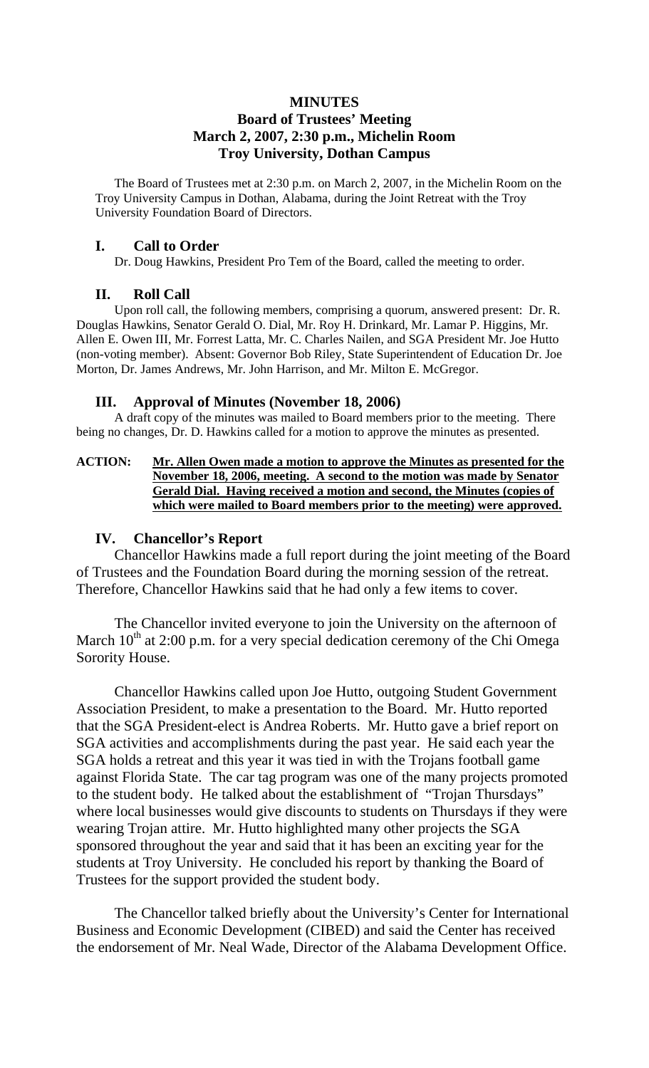# MINUTES

## Board of Trustees' Meeting
## March 2, 2007, 2:30 p.m., Michelin Room
## Troy University, Dothan Campus

The Board of Trustees met at 2:30 p.m. on March 2, 2007, in the Michelin Room on the Troy University Campus in Dothan, Alabama, during the Joint Retreat with the Troy University Foundation Board of Directors.

### I. Call to Order

Dr. Doug Hawkins, President Pro Tem of the Board, called the meeting to order.

### II. Roll Call

Upon roll call, the following members, comprising a quorum, answered present: Dr. R. Douglas Hawkins, Senator Gerald O. Dial, Mr. Roy H. Drinkard, Mr. Lamar P. Higgins, Mr. Allen E. Owen III, Mr. Forrest Latta, Mr. C. Charles Nailen, and SGA President Mr. Joe Hutto (non-voting member). Absent: Governor Bob Riley, State Superintendent of Education Dr. Joe Morton, Dr. James Andrews, Mr. John Harrison, and Mr. Milton E. McGregor.

### III. Approval of Minutes (November 18, 2006)

A draft copy of the minutes was mailed to Board members prior to the meeting. There being no changes, Dr. D. Hawkins called for a motion to approve the minutes as presented.

**ACTION: Mr. Allen Owen made a motion to approve the Minutes as presented for the November 18, 2006, meeting. A second to the motion was made by Senator Gerald Dial. Having received a motion and second, the Minutes (copies of which were mailed to Board members prior to the meeting) were approved.**

### IV. Chancellor's Report

Chancellor Hawkins made a full report during the joint meeting of the Board of Trustees and the Foundation Board during the morning session of the retreat. Therefore, Chancellor Hawkins said that he had only a few items to cover.

The Chancellor invited everyone to join the University on the afternoon of March 10th at 2:00 p.m. for a very special dedication ceremony of the Chi Omega Sorority House.

Chancellor Hawkins called upon Joe Hutto, outgoing Student Government Association President, to make a presentation to the Board. Mr. Hutto reported that the SGA President-elect is Andrea Roberts. Mr. Hutto gave a brief report on SGA activities and accomplishments during the past year. He said each year the SGA holds a retreat and this year it was tied in with the Trojans football game against Florida State. The car tag program was one of the many projects promoted to the student body. He talked about the establishment of "Trojan Thursdays" where local businesses would give discounts to students on Thursdays if they were wearing Trojan attire. Mr. Hutto highlighted many other projects the SGA sponsored throughout the year and said that it has been an exciting year for the students at Troy University. He concluded his report by thanking the Board of Trustees for the support provided the student body.

The Chancellor talked briefly about the University's Center for International Business and Economic Development (CIBED) and said the Center has received the endorsement of Mr. Neal Wade, Director of the Alabama Development Office.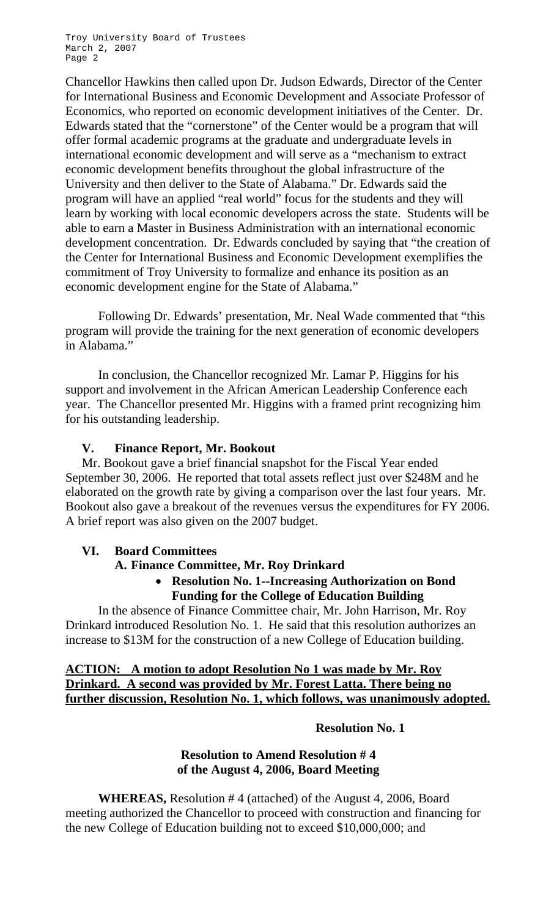Chancellor Hawkins then called upon Dr. Judson Edwards, Director of the Center for International Business and Economic Development and Associate Professor of Economics, who reported on economic development initiatives of the Center. Dr. Edwards stated that the "cornerstone" of the Center would be a program that will offer formal academic programs at the graduate and undergraduate levels in international economic development and will serve as a "mechanism to extract economic development benefits throughout the global infrastructure of the University and then deliver to the State of Alabama." Dr. Edwards said the program will have an applied "real world" focus for the students and they will learn by working with local economic developers across the state. Students will be able to earn a Master in Business Administration with an international economic development concentration. Dr. Edwards concluded by saying that "the creation of the Center for International Business and Economic Development exemplifies the commitment of Troy University to formalize and enhance its position as an economic development engine for the State of Alabama."

Following Dr. Edwards' presentation, Mr. Neal Wade commented that "this program will provide the training for the next generation of economic developers in Alabama."

In conclusion, the Chancellor recognized Mr. Lamar P. Higgins for his support and involvement in the African American Leadership Conference each year. The Chancellor presented Mr. Higgins with a framed print recognizing him for his outstanding leadership.

## V. Finance Report, Mr. Bookout

Mr. Bookout gave a brief financial snapshot for the Fiscal Year ended September 30, 2006. He reported that total assets reflect just over $248M and he elaborated on the growth rate by giving a comparison over the last four years. Mr. Bookout also gave a breakout of the revenues versus the expenditures for FY 2006. A brief report was also given on the 2007 budget.

## VI. Board Committees

### A. Finance Committee, Mr. Roy Drinkard

- **Resolution No. 1--Increasing Authorization on Bond Funding for the College of Education Building**

In the absence of Finance Committee chair, Mr. John Harrison, Mr. Roy Drinkard introduced Resolution No. 1. He said that this resolution authorizes an increase to $13M for the construction of a new College of Education building.

**ACTION: A motion to adopt Resolution No 1 was made by Mr. Roy Drinkard. A second was provided by Mr. Forest Latta. There being no further discussion, Resolution No. 1, which follows, was unanimously adopted.**

**Resolution No. 1**

**Resolution to Amend Resolution # 4 of the August 4, 2006, Board Meeting**

**WHEREAS,** Resolution # 4 (attached) of the August 4, 2006, Board meeting authorized the Chancellor to proceed with construction and financing for the new College of Education building not to exceed $10,000,000; and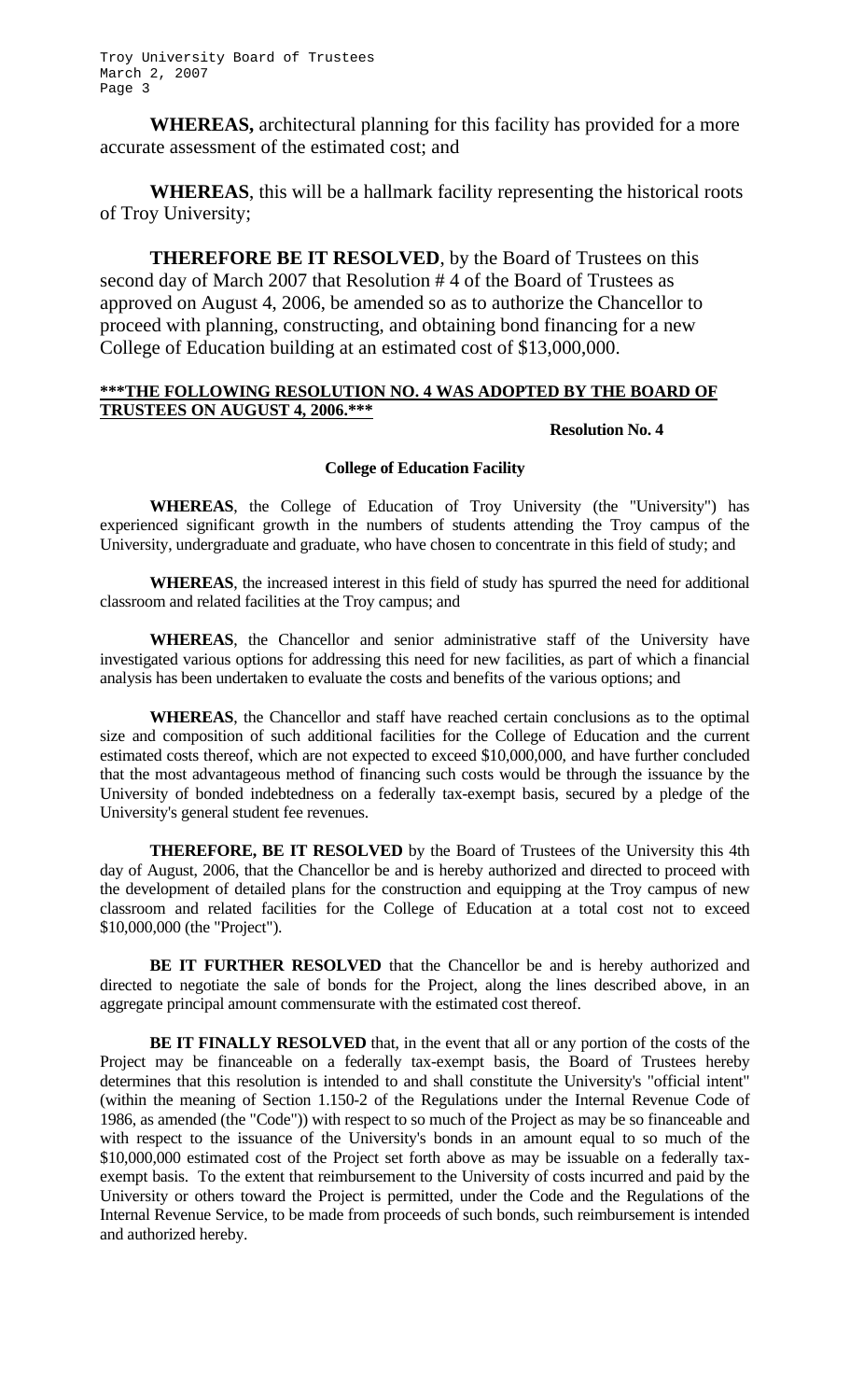**WHEREAS,** architectural planning for this facility has provided for a more accurate assessment of the estimated cost; and

**WHEREAS**, this will be a hallmark facility representing the historical roots of Troy University;

**THEREFORE BE IT RESOLVED**, by the Board of Trustees on this second day of March 2007 that Resolution # 4 of the Board of Trustees as approved on August 4, 2006, be amended so as to authorize the Chancellor to proceed with planning, constructing, and obtaining bond financing for a new College of Education building at an estimated cost of $13,000,000.

**\*\*\*THE FOLLOWING RESOLUTION NO. 4 WAS ADOPTED BY THE BOARD OF TRUSTEES ON AUGUST 4, 2006.\*\*\***

**Resolution No. 4**

**College of Education Facility**

**WHEREAS**, the College of Education of Troy University (the "University") has experienced significant growth in the numbers of students attending the Troy campus of the University, undergraduate and graduate, who have chosen to concentrate in this field of study; and

**WHEREAS**, the increased interest in this field of study has spurred the need for additional classroom and related facilities at the Troy campus; and

**WHEREAS**, the Chancellor and senior administrative staff of the University have investigated various options for addressing this need for new facilities, as part of which a financial analysis has been undertaken to evaluate the costs and benefits of the various options; and

**WHEREAS**, the Chancellor and staff have reached certain conclusions as to the optimal size and composition of such additional facilities for the College of Education and the current estimated costs thereof, which are not expected to exceed $10,000,000, and have further concluded that the most advantageous method of financing such costs would be through the issuance by the University of bonded indebtedness on a federally tax-exempt basis, secured by a pledge of the University's general student fee revenues.

**THEREFORE, BE IT RESOLVED** by the Board of Trustees of the University this 4th day of August, 2006, that the Chancellor be and is hereby authorized and directed to proceed with the development of detailed plans for the construction and equipping at the Troy campus of new classroom and related facilities for the College of Education at a total cost not to exceed $10,000,000 (the "Project").

**BE IT FURTHER RESOLVED** that the Chancellor be and is hereby authorized and directed to negotiate the sale of bonds for the Project, along the lines described above, in an aggregate principal amount commensurate with the estimated cost thereof.

**BE IT FINALLY RESOLVED** that, in the event that all or any portion of the costs of the Project may be financeable on a federally tax-exempt basis, the Board of Trustees hereby determines that this resolution is intended to and shall constitute the University's "official intent" (within the meaning of Section 1.150-2 of the Regulations under the Internal Revenue Code of 1986, as amended (the "Code")) with respect to so much of the Project as may be so financeable and with respect to the issuance of the University's bonds in an amount equal to so much of the $10,000,000 estimated cost of the Project set forth above as may be issuable on a federally tax-exempt basis. To the extent that reimbursement to the University of costs incurred and paid by the University or others toward the Project is permitted, under the Code and the Regulations of the Internal Revenue Service, to be made from proceeds of such bonds, such reimbursement is intended and authorized hereby.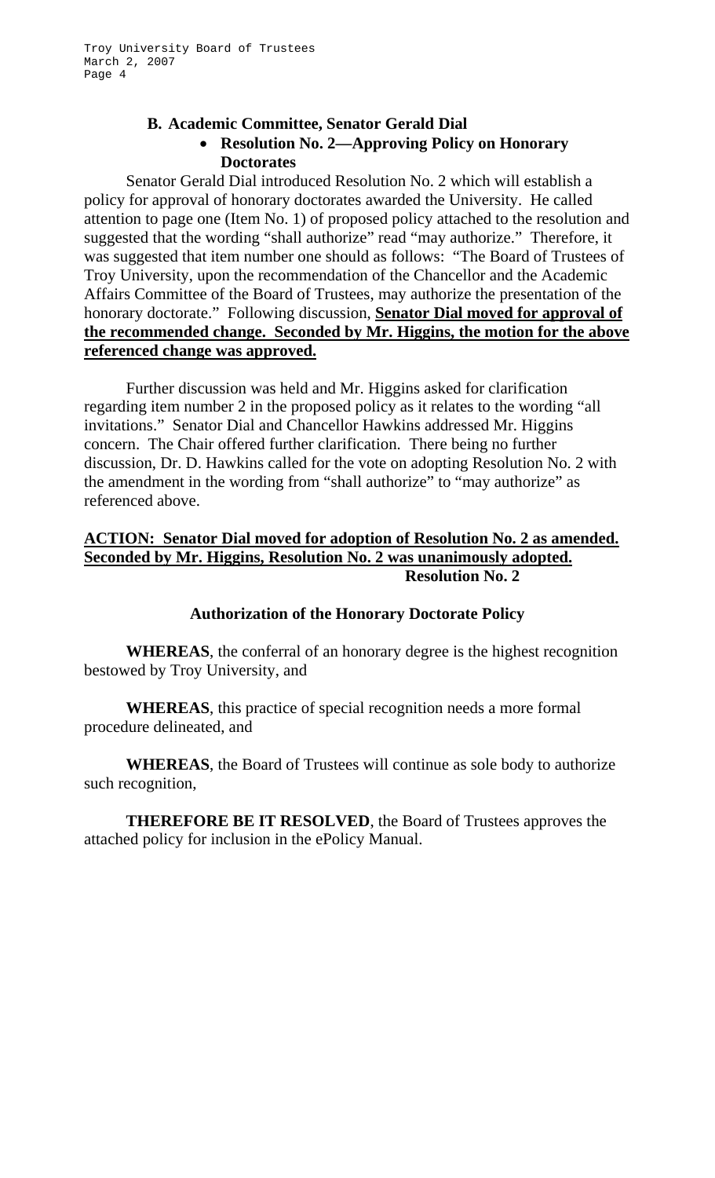### B. Academic Committee, Senator Gerald Dial

- **Resolution No. 2—Approving Policy on Honorary Doctorates**

Senator Gerald Dial introduced Resolution No. 2 which will establish a policy for approval of honorary doctorates awarded the University. He called attention to page one (Item No. 1) of proposed policy attached to the resolution and suggested that the wording "shall authorize" read "may authorize." Therefore, it was suggested that item number one should as follows: "The Board of Trustees of Troy University, upon the recommendation of the Chancellor and the Academic Affairs Committee of the Board of Trustees, may authorize the presentation of the honorary doctorate." Following discussion, **Senator Dial moved for approval of the recommended change. Seconded by Mr. Higgins, the motion for the above referenced change was approved.**

Further discussion was held and Mr. Higgins asked for clarification regarding item number 2 in the proposed policy as it relates to the wording "all invitations." Senator Dial and Chancellor Hawkins addressed Mr. Higgins concern. The Chair offered further clarification. There being no further discussion, Dr. D. Hawkins called for the vote on adopting Resolution No. 2 with the amendment in the wording from "shall authorize" to "may authorize" as referenced above.

**ACTION: Senator Dial moved for adoption of Resolution No. 2 as amended. Seconded by Mr. Higgins, Resolution No. 2 was unanimously adopted.**

**Resolution No. 2**

**Authorization of the Honorary Doctorate Policy**

**WHEREAS**, the conferral of an honorary degree is the highest recognition bestowed by Troy University, and

**WHEREAS**, this practice of special recognition needs a more formal procedure delineated, and

**WHEREAS**, the Board of Trustees will continue as sole body to authorize such recognition,

**THEREFORE BE IT RESOLVED**, the Board of Trustees approves the attached policy for inclusion in the ePolicy Manual.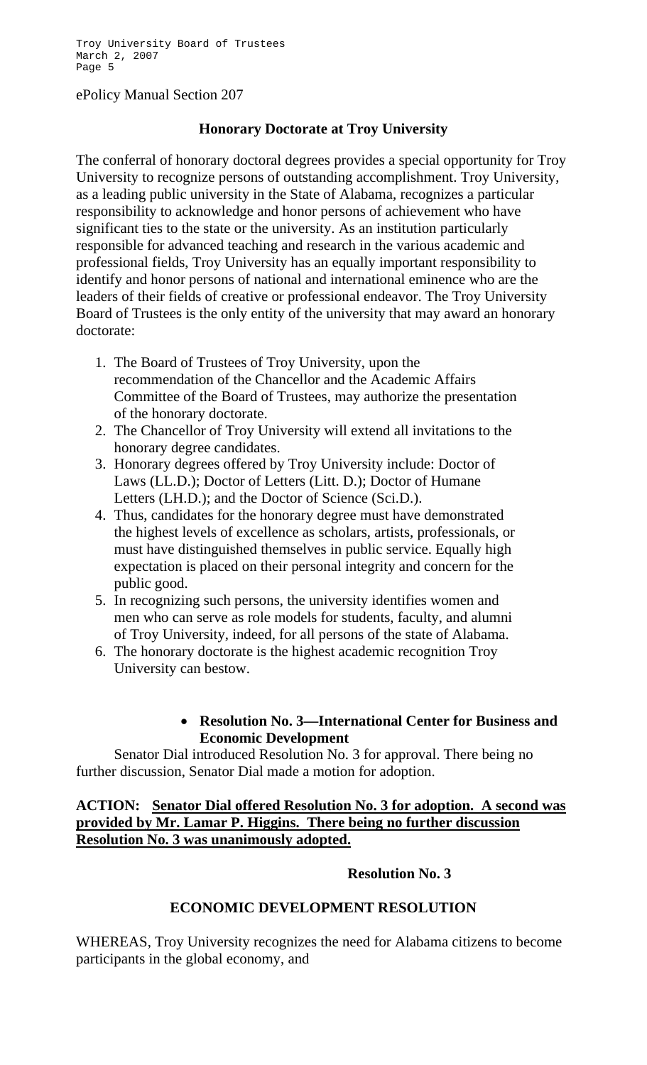ePolicy Manual Section 207

### Honorary Doctorate at Troy University

The conferral of honorary doctoral degrees provides a special opportunity for Troy University to recognize persons of outstanding accomplishment. Troy University, as a leading public university in the State of Alabama, recognizes a particular responsibility to acknowledge and honor persons of achievement who have significant ties to the state or the university. As an institution particularly responsible for advanced teaching and research in the various academic and professional fields, Troy University has an equally important responsibility to identify and honor persons of national and international eminence who are the leaders of their fields of creative or professional endeavor. The Troy University Board of Trustees is the only entity of the university that may award an honorary doctorate:

1. The Board of Trustees of Troy University, upon the recommendation of the Chancellor and the Academic Affairs Committee of the Board of Trustees, may authorize the presentation of the honorary doctorate.
2. The Chancellor of Troy University will extend all invitations to the honorary degree candidates.
3. Honorary degrees offered by Troy University include: Doctor of Laws (LL.D.); Doctor of Letters (Litt. D.); Doctor of Humane Letters (LH.D.); and the Doctor of Science (Sci.D.).
4. Thus, candidates for the honorary degree must have demonstrated the highest levels of excellence as scholars, artists, professionals, or must have distinguished themselves in public service. Equally high expectation is placed on their personal integrity and concern for the public good.
5. In recognizing such persons, the university identifies women and men who can serve as role models for students, faculty, and alumni of Troy University, indeed, for all persons of the state of Alabama.
6. The honorary doctorate is the highest academic recognition Troy University can bestow.

- **Resolution No. 3—International Center for Business and Economic Development**

Senator Dial introduced Resolution No. 3 for approval. There being no further discussion, Senator Dial made a motion for adoption.

**ACTION: Senator Dial offered Resolution No. 3 for adoption. A second was provided by Mr. Lamar P. Higgins. There being no further discussion Resolution No. 3 was unanimously adopted.**

**Resolution No. 3**

**ECONOMIC DEVELOPMENT RESOLUTION**

WHEREAS, Troy University recognizes the need for Alabama citizens to become participants in the global economy, and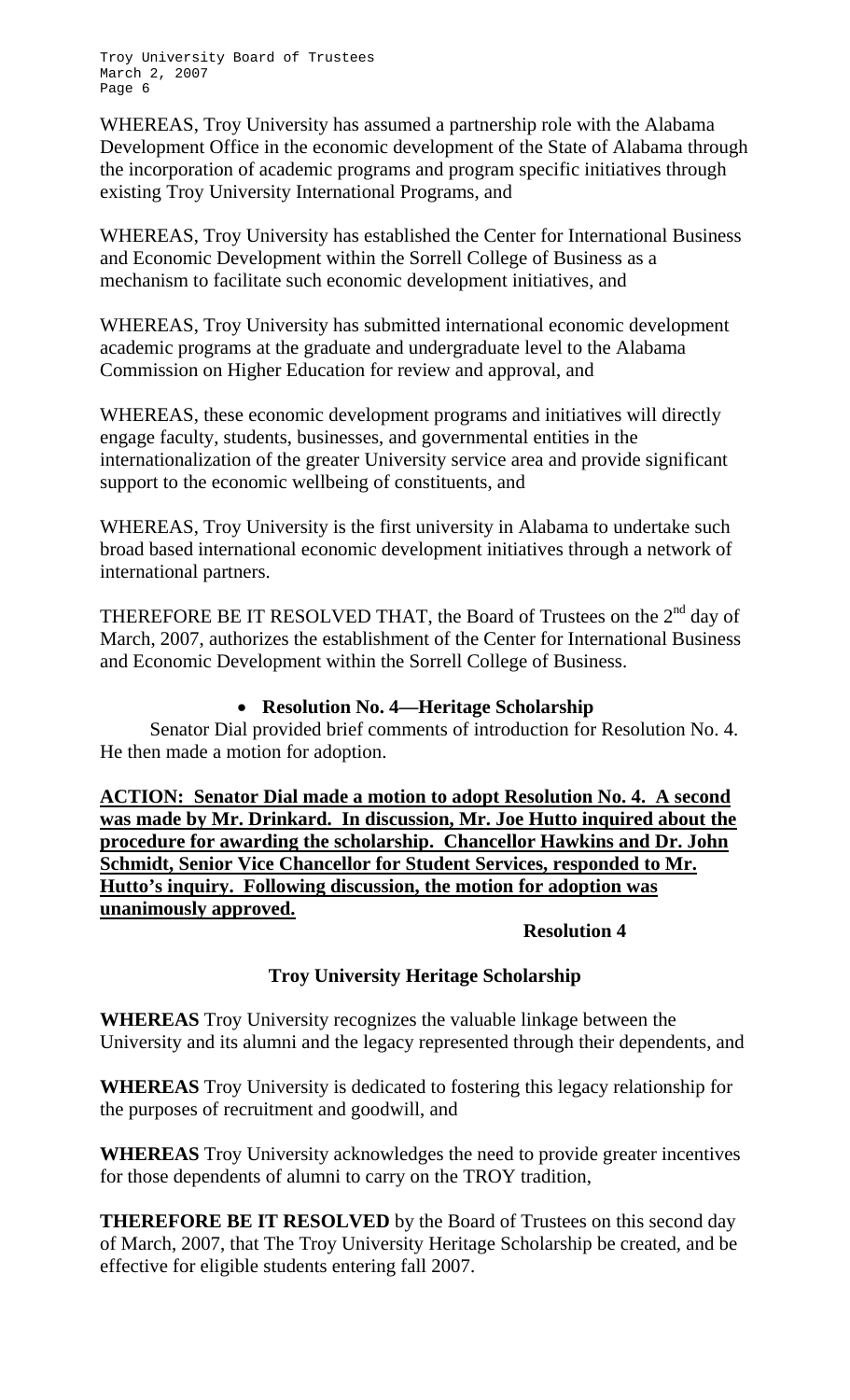WHEREAS, Troy University has assumed a partnership role with the Alabama Development Office in the economic development of the State of Alabama through the incorporation of academic programs and program specific initiatives through existing Troy University International Programs, and

WHEREAS, Troy University has established the Center for International Business and Economic Development within the Sorrell College of Business as a mechanism to facilitate such economic development initiatives, and

WHEREAS, Troy University has submitted international economic development academic programs at the graduate and undergraduate level to the Alabama Commission on Higher Education for review and approval, and

WHEREAS, these economic development programs and initiatives will directly engage faculty, students, businesses, and governmental entities in the internationalization of the greater University service area and provide significant support to the economic wellbeing of constituents, and

WHEREAS, Troy University is the first university in Alabama to undertake such broad based international economic development initiatives through a network of international partners.

THEREFORE BE IT RESOLVED THAT, the Board of Trustees on the 2nd day of March, 2007, authorizes the establishment of the Center for International Business and Economic Development within the Sorrell College of Business.

- **Resolution No. 4—Heritage Scholarship**

Senator Dial provided brief comments of introduction for Resolution No. 4. He then made a motion for adoption.

**ACTION: Senator Dial made a motion to adopt Resolution No. 4. A second was made by Mr. Drinkard. In discussion, Mr. Joe Hutto inquired about the procedure for awarding the scholarship. Chancellor Hawkins and Dr. John Schmidt, Senior Vice Chancellor for Student Services, responded to Mr. Hutto's inquiry. Following discussion, the motion for adoption was unanimously approved.**

**Resolution 4**

**Troy University Heritage Scholarship**

**WHEREAS** Troy University recognizes the valuable linkage between the University and its alumni and the legacy represented through their dependents, and

**WHEREAS** Troy University is dedicated to fostering this legacy relationship for the purposes of recruitment and goodwill, and

**WHEREAS** Troy University acknowledges the need to provide greater incentives for those dependents of alumni to carry on the TROY tradition,

**THEREFORE BE IT RESOLVED** by the Board of Trustees on this second day of March, 2007, that The Troy University Heritage Scholarship be created, and be effective for eligible students entering fall 2007.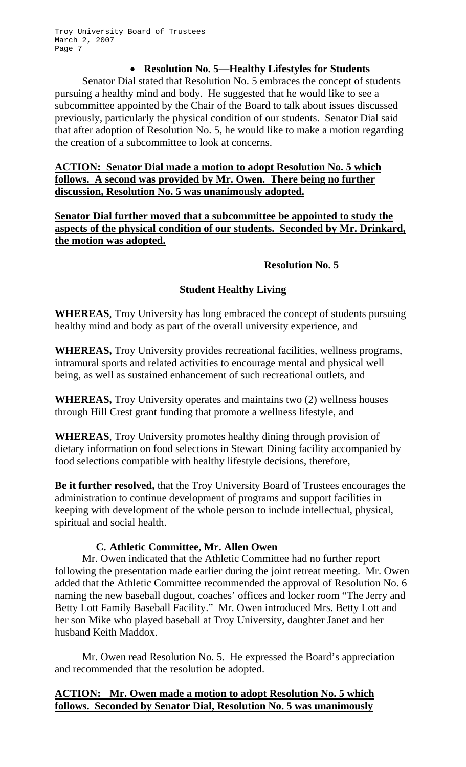- **Resolution No. 5—Healthy Lifestyles for Students**

Senator Dial stated that Resolution No. 5 embraces the concept of students pursuing a healthy mind and body. He suggested that he would like to see a subcommittee appointed by the Chair of the Board to talk about issues discussed previously, particularly the physical condition of our students. Senator Dial said that after adoption of Resolution No. 5, he would like to make a motion regarding the creation of a subcommittee to look at concerns.

**ACTION: Senator Dial made a motion to adopt Resolution No. 5 which follows. A second was provided by Mr. Owen. There being no further discussion, Resolution No. 5 was unanimously adopted.**

**Senator Dial further moved that a subcommittee be appointed to study the aspects of the physical condition of our students. Seconded by Mr. Drinkard, the motion was adopted.**

**Resolution No. 5**

**Student Healthy Living**

**WHEREAS**, Troy University has long embraced the concept of students pursuing healthy mind and body as part of the overall university experience, and

**WHEREAS,** Troy University provides recreational facilities, wellness programs, intramural sports and related activities to encourage mental and physical well being, as well as sustained enhancement of such recreational outlets, and

**WHEREAS,** Troy University operates and maintains two (2) wellness houses through Hill Crest grant funding that promote a wellness lifestyle, and

**WHEREAS**, Troy University promotes healthy dining through provision of dietary information on food selections in Stewart Dining facility accompanied by food selections compatible with healthy lifestyle decisions, therefore,

**Be it further resolved,** that the Troy University Board of Trustees encourages the administration to continue development of programs and support facilities in keeping with development of the whole person to include intellectual, physical, spiritual and social health.

### C. Athletic Committee, Mr. Allen Owen

Mr. Owen indicated that the Athletic Committee had no further report following the presentation made earlier during the joint retreat meeting. Mr. Owen added that the Athletic Committee recommended the approval of Resolution No. 6 naming the new baseball dugout, coaches' offices and locker room "The Jerry and Betty Lott Family Baseball Facility." Mr. Owen introduced Mrs. Betty Lott and her son Mike who played baseball at Troy University, daughter Janet and her husband Keith Maddox.

Mr. Owen read Resolution No. 5. He expressed the Board's appreciation and recommended that the resolution be adopted.

**ACTION: Mr. Owen made a motion to adopt Resolution No. 5 which follows. Seconded by Senator Dial, Resolution No. 5 was unanimously**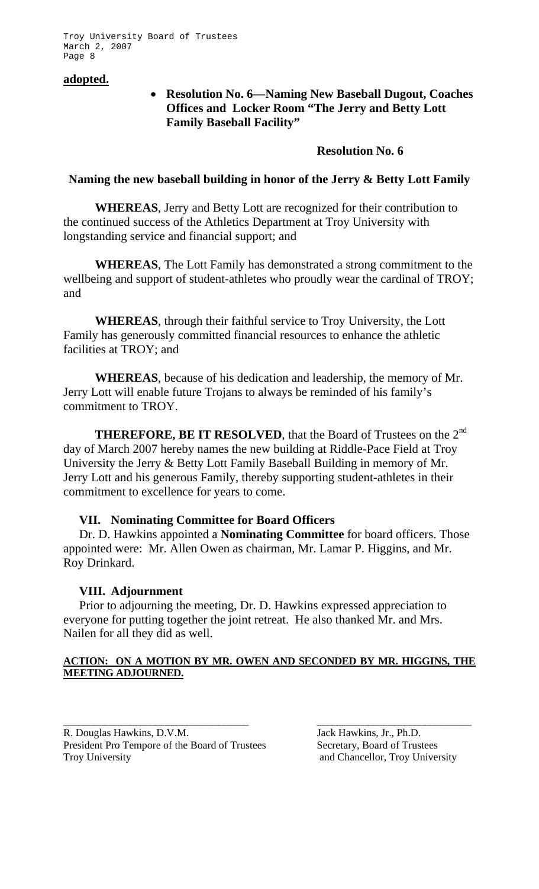**adopted.**

- **Resolution No. 6—Naming New Baseball Dugout, Coaches Offices and Locker Room "The Jerry and Betty Lott Family Baseball Facility"**

**Resolution No. 6**

**Naming the new baseball building in honor of the Jerry & Betty Lott Family**

**WHEREAS**, Jerry and Betty Lott are recognized for their contribution to the continued success of the Athletics Department at Troy University with longstanding service and financial support; and

**WHEREAS**, The Lott Family has demonstrated a strong commitment to the wellbeing and support of student-athletes who proudly wear the cardinal of TROY; and

**WHEREAS**, through their faithful service to Troy University, the Lott Family has generously committed financial resources to enhance the athletic facilities at TROY; and

**WHEREAS**, because of his dedication and leadership, the memory of Mr. Jerry Lott will enable future Trojans to always be reminded of his family's commitment to TROY.

**THEREFORE, BE IT RESOLVED**, that the Board of Trustees on the 2nd day of March 2007 hereby names the new building at Riddle-Pace Field at Troy University the Jerry & Betty Lott Family Baseball Building in memory of Mr. Jerry Lott and his generous Family, thereby supporting student-athletes in their commitment to excellence for years to come.

## VII. Nominating Committee for Board Officers

Dr. D. Hawkins appointed a **Nominating Committee** for board officers. Those appointed were: Mr. Allen Owen as chairman, Mr. Lamar P. Higgins, and Mr. Roy Drinkard.

## VIII. Adjournment

Prior to adjourning the meeting, Dr. D. Hawkins expressed appreciation to everyone for putting together the joint retreat. He also thanked Mr. and Mrs. Nailen for all they did as well.

**ACTION: ON A MOTION BY MR. OWEN AND SECONDED BY MR. HIGGINS, THE MEETING ADJOURNED.**

\_\_\_\_\_\_\_\_\_\_\_\_\_\_\_\_\_\_\_\_\_\_\_\_\_\_\_\_\_\_\_\_\_\_
R. Douglas Hawkins, D.V.M.
President Pro Tempore of the Board of Trustees
Troy University

\_\_\_\_\_\_\_\_\_\_\_\_\_\_\_\_\_\_\_\_\_\_\_\_\_\_\_\_\_\_\_\_\_\_
Jack Hawkins, Jr., Ph.D.
Secretary, Board of Trustees
and Chancellor, Troy University